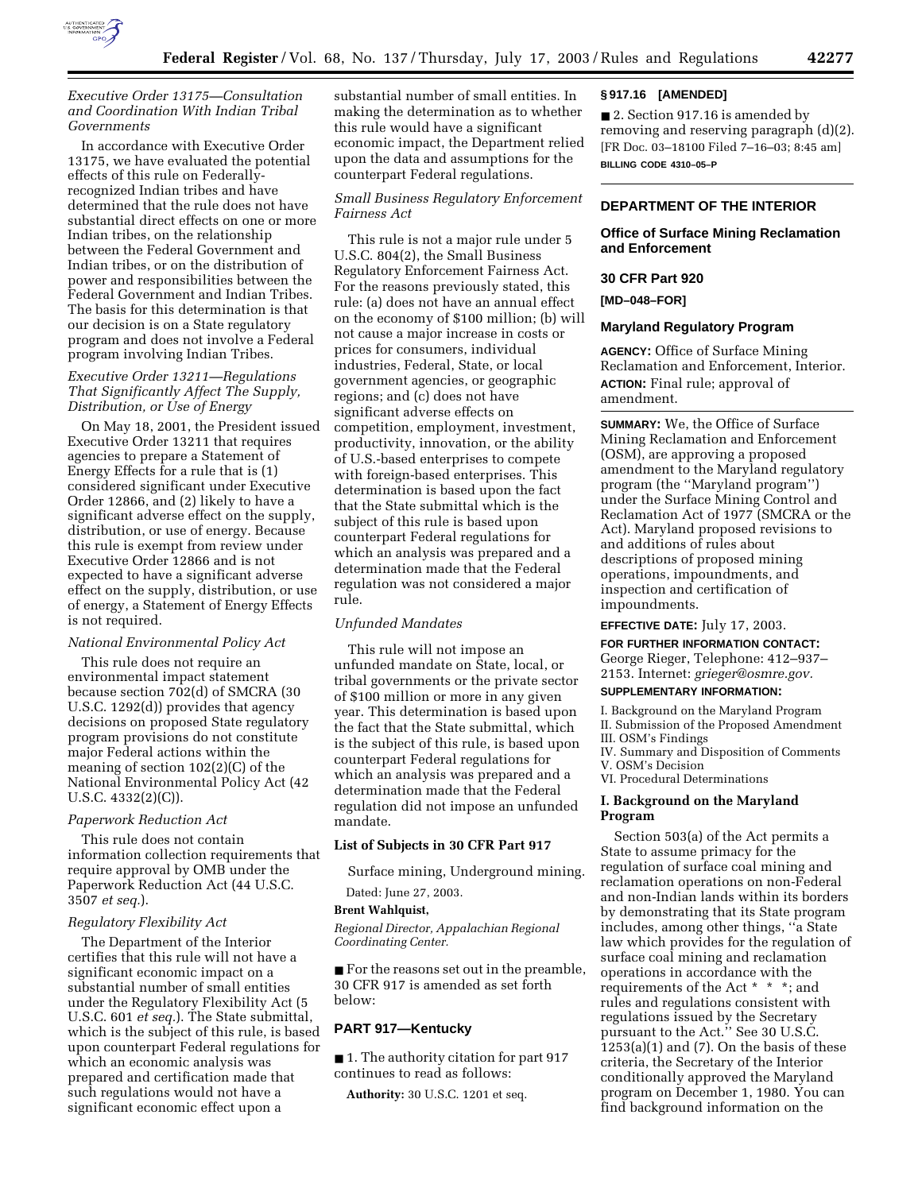*Executive Order 13175—Consultation and Coordination With Indian Tribal Governments*

In accordance with Executive Order 13175, we have evaluated the potential effects of this rule on Federally-recognized Indian tribes and have determined that the rule does not have substantial direct effects on one or more Indian tribes, on the relationship between the Federal Government and Indian tribes, or on the distribution of power and responsibilities between the Federal Government and Indian Tribes. The basis for this determination is that our decision is on a State regulatory program and does not involve a Federal program involving Indian Tribes.

*Executive Order 13211—Regulations That Significantly Affect The Supply, Distribution, or Use of Energy*

On May 18, 2001, the President issued Executive Order 13211 that requires agencies to prepare a Statement of Energy Effects for a rule that is (1) considered significant under Executive Order 12866, and (2) likely to have a significant adverse effect on the supply, distribution, or use of energy. Because this rule is exempt from review under Executive Order 12866 and is not expected to have a significant adverse effect on the supply, distribution, or use of energy, a Statement of Energy Effects is not required.

*National Environmental Policy Act*

This rule does not require an environmental impact statement because section 702(d) of SMCRA (30 U.S.C. 1292(d)) provides that agency decisions on proposed State regulatory program provisions do not constitute major Federal actions within the meaning of section 102(2)(C) of the National Environmental Policy Act (42 U.S.C. 4332(2)(C)).

*Paperwork Reduction Act*

This rule does not contain information collection requirements that require approval by OMB under the Paperwork Reduction Act (44 U.S.C. 3507 *et seq.*).

*Regulatory Flexibility Act*

The Department of the Interior certifies that this rule will not have a significant economic impact on a substantial number of small entities under the Regulatory Flexibility Act (5 U.S.C. 601 *et seq.*). The State submittal, which is the subject of this rule, is based upon counterpart Federal regulations for which an economic analysis was prepared and certification made that such regulations would not have a significant economic effect upon a substantial number of small entities. In making the determination as to whether this rule would have a significant economic impact, the Department relied upon the data and assumptions for the counterpart Federal regulations.

*Small Business Regulatory Enforcement Fairness Act*

This rule is not a major rule under 5 U.S.C. 804(2), the Small Business Regulatory Enforcement Fairness Act. For the reasons previously stated, this rule: (a) does not have an annual effect on the economy of $100 million; (b) will not cause a major increase in costs or prices for consumers, individual industries, Federal, State, or local government agencies, or geographic regions; and (c) does not have significant adverse effects on competition, employment, investment, productivity, innovation, or the ability of U.S.-based enterprises to compete with foreign-based enterprises. This determination is based upon the fact that the State submittal which is the subject of this rule is based upon counterpart Federal regulations for which an analysis was prepared and a determination made that the Federal regulation was not considered a major rule.

*Unfunded Mandates*

This rule will not impose an unfunded mandate on State, local, or tribal governments or the private sector of $100 million or more in any given year. This determination is based upon the fact that the State submittal, which is the subject of this rule, is based upon counterpart Federal regulations for which an analysis was prepared and a determination made that the Federal regulation did not impose an unfunded mandate.

**List of Subjects in 30 CFR Part 917**

Surface mining, Underground mining.

Dated: June 27, 2003.

**Brent Wahlquist,**

*Regional Director, Appalachian Regional Coordinating Center.*

■ For the reasons set out in the preamble, 30 CFR 917 is amended as set forth below:

## PART 917—Kentucky

■ 1. The authority citation for part 917 continues to read as follows:

**Authority:** 30 U.S.C. 1201 et seq.

**§ 917.16 [AMENDED]**

■ 2. Section 917.16 is amended by removing and reserving paragraph (d)(2).

[FR Doc. 03–18100 Filed 7–16–03; 8:45 am]

**BILLING CODE 4310–05–P**

---

## DEPARTMENT OF THE INTERIOR

## Office of Surface Mining Reclamation and Enforcement

## 30 CFR Part 920

**[MD–048–FOR]**

## Maryland Regulatory Program

**AGENCY:** Office of Surface Mining Reclamation and Enforcement, Interior.

**ACTION:** Final rule; approval of amendment.

**SUMMARY:** We, the Office of Surface Mining Reclamation and Enforcement (OSM), are approving a proposed amendment to the Maryland regulatory program (the "Maryland program") under the Surface Mining Control and Reclamation Act of 1977 (SMCRA or the Act). Maryland proposed revisions to and additions of rules about descriptions of proposed mining operations, impoundments, and inspection and certification of impoundments.

**EFFECTIVE DATE:** July 17, 2003.

**FOR FURTHER INFORMATION CONTACT:** George Rieger, Telephone: 412–937–2153. Internet: *grieger@osmre.gov.*

**SUPPLEMENTARY INFORMATION:**

I. Background on the Maryland Program
II. Submission of the Proposed Amendment
III. OSM's Findings
IV. Summary and Disposition of Comments
V. OSM's Decision
VI. Procedural Determinations

### I. Background on the Maryland Program

Section 503(a) of the Act permits a State to assume primacy for the regulation of surface coal mining and reclamation operations on non-Federal and non-Indian lands within its borders by demonstrating that its State program includes, among other things, "a State law which provides for the regulation of surface coal mining and reclamation operations in accordance with the requirements of the Act * * *; and rules and regulations consistent with regulations issued by the Secretary pursuant to the Act." See 30 U.S.C. 1253(a)(1) and (7). On the basis of these criteria, the Secretary of the Interior conditionally approved the Maryland program on December 1, 1980. You can find background information on the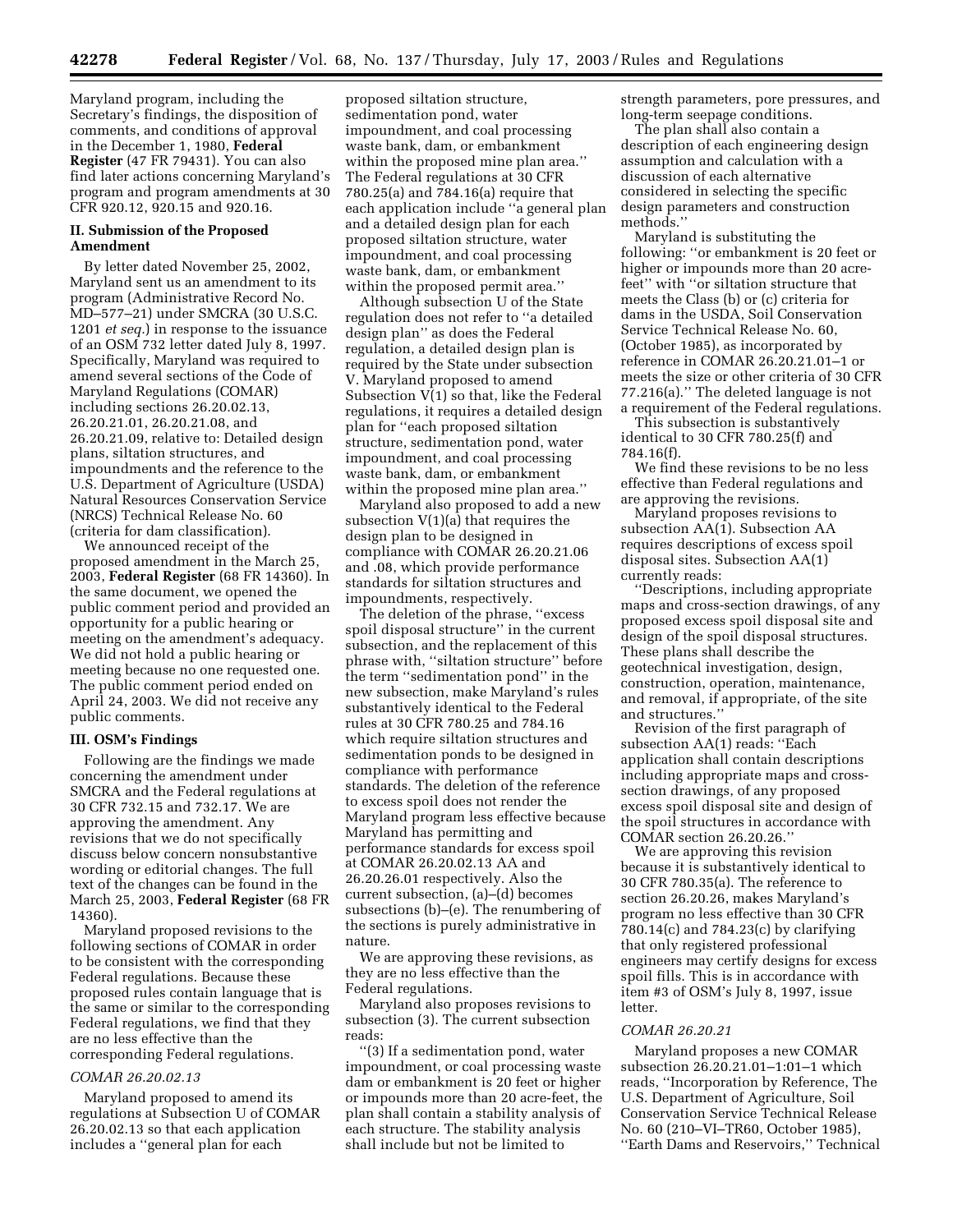Maryland program, including the Secretary's findings, the disposition of comments, and conditions of approval in the December 1, 1980, **Federal Register** (47 FR 79431). You can also find later actions concerning Maryland's program and program amendments at 30 CFR 920.12, 920.15 and 920.16.

## II. Submission of the Proposed Amendment

By letter dated November 25, 2002, Maryland sent us an amendment to its program (Administrative Record No. MD–577–21) under SMCRA (30 U.S.C. 1201 *et seq.*) in response to the issuance of an OSM 732 letter dated July 8, 1997. Specifically, Maryland was required to amend several sections of the Code of Maryland Regulations (COMAR) including sections 26.20.02.13, 26.20.21.01, 26.20.21.08, and 26.20.21.09, relative to: Detailed design plans, siltation structures, and impoundments and the reference to the U.S. Department of Agriculture (USDA) Natural Resources Conservation Service (NRCS) Technical Release No. 60 (criteria for dam classification).

We announced receipt of the proposed amendment in the March 25, 2003, **Federal Register** (68 FR 14360). In the same document, we opened the public comment period and provided an opportunity for a public hearing or meeting on the amendment's adequacy. We did not hold a public hearing or meeting because no one requested one. The public comment period ended on April 24, 2003. We did not receive any public comments.

## III. OSM's Findings

Following are the findings we made concerning the amendment under SMCRA and the Federal regulations at 30 CFR 732.15 and 732.17. We are approving the amendment. Any revisions that we do not specifically discuss below concern nonsubstantive wording or editorial changes. The full text of the changes can be found in the March 25, 2003, **Federal Register** (68 FR 14360).

Maryland proposed revisions to the following sections of COMAR in order to be consistent with the corresponding Federal regulations. Because these proposed rules contain language that is the same or similar to the corresponding Federal regulations, we find that they are no less effective than the corresponding Federal regulations.

### *COMAR 26.20.02.13*

Maryland proposed to amend its regulations at Subsection U of COMAR 26.20.02.13 so that each application includes a "general plan for each proposed siltation structure, sedimentation pond, water impoundment, and coal processing waste bank, dam, or embankment within the proposed mine plan area." The Federal regulations at 30 CFR 780.25(a) and 784.16(a) require that each application include "a general plan and a detailed design plan for each proposed siltation structure, water impoundment, and coal processing waste bank, dam, or embankment within the proposed permit area."

Although subsection U of the State regulation does not refer to "a detailed design plan" as does the Federal regulation, a detailed design plan is required by the State under subsection V. Maryland proposed to amend Subsection V(1) so that, like the Federal regulations, it requires a detailed design plan for "each proposed siltation structure, sedimentation pond, water impoundment, and coal processing waste bank, dam, or embankment within the proposed mine plan area."

Maryland also proposed to add a new subsection V(1)(a) that requires the design plan to be designed in compliance with COMAR 26.20.21.06 and .08, which provide performance standards for siltation structures and impoundments, respectively.

The deletion of the phrase, "excess spoil disposal structure" in the current subsection, and the replacement of this phrase with, "siltation structure" before the term "sedimentation pond" in the new subsection, make Maryland's rules substantively identical to the Federal rules at 30 CFR 780.25 and 784.16 which require siltation structures and sedimentation ponds to be designed in compliance with performance standards. The deletion of the reference to excess spoil does not render the Maryland program less effective because Maryland has permitting and performance standards for excess spoil at COMAR 26.20.02.13 AA and 26.20.26.01 respectively. Also the current subsection, (a)–(d) becomes subsections (b)–(e). The renumbering of the sections is purely administrative in nature.

We are approving these revisions, as they are no less effective than the Federal regulations.

Maryland also proposes revisions to subsection (3). The current subsection reads:

"(3) If a sedimentation pond, water impoundment, or coal processing waste dam or embankment is 20 feet or higher or impounds more than 20 acre-feet, the plan shall contain a stability analysis of each structure. The stability analysis shall include but not be limited to strength parameters, pore pressures, and long-term seepage conditions.

The plan shall also contain a description of each engineering design assumption and calculation with a discussion of each alternative considered in selecting the specific design parameters and construction methods."

Maryland is substituting the following: "or embankment is 20 feet or higher or impounds more than 20 acre-feet" with "or siltation structure that meets the Class (b) or (c) criteria for dams in the USDA, Soil Conservation Service Technical Release No. 60, (October 1985), as incorporated by reference in COMAR 26.20.21.01–1 or meets the size or other criteria of 30 CFR 77.216(a)." The deleted language is not a requirement of the Federal regulations.

This subsection is substantively identical to 30 CFR 780.25(f) and 784.16(f).

We find these revisions to be no less effective than Federal regulations and are approving the revisions.

Maryland proposes revisions to subsection AA(1). Subsection AA requires descriptions of excess spoil disposal sites. Subsection AA(1) currently reads:

"Descriptions, including appropriate maps and cross-section drawings, of any proposed excess spoil disposal site and design of the spoil disposal structures. These plans shall describe the geotechnical investigation, design, construction, operation, maintenance, and removal, if appropriate, of the site and structures."

Revision of the first paragraph of subsection AA(1) reads: "Each application shall contain descriptions including appropriate maps and cross-section drawings, of any proposed excess spoil disposal site and design of the spoil structures in accordance with COMAR section 26.20.26."

We are approving this revision because it is substantively identical to 30 CFR 780.35(a). The reference to section 26.20.26, makes Maryland's program no less effective than 30 CFR 780.14(c) and 784.23(c) by clarifying that only registered professional engineers may certify designs for excess spoil fills. This is in accordance with item #3 of OSM's July 8, 1997, issue letter.

### *COMAR 26.20.21*

Maryland proposes a new COMAR subsection 26.20.21.01–1:01–1 which reads, "Incorporation by Reference, The U.S. Department of Agriculture, Soil Conservation Service Technical Release No. 60 (210–VI–TR60, October 1985), "Earth Dams and Reservoirs," Technical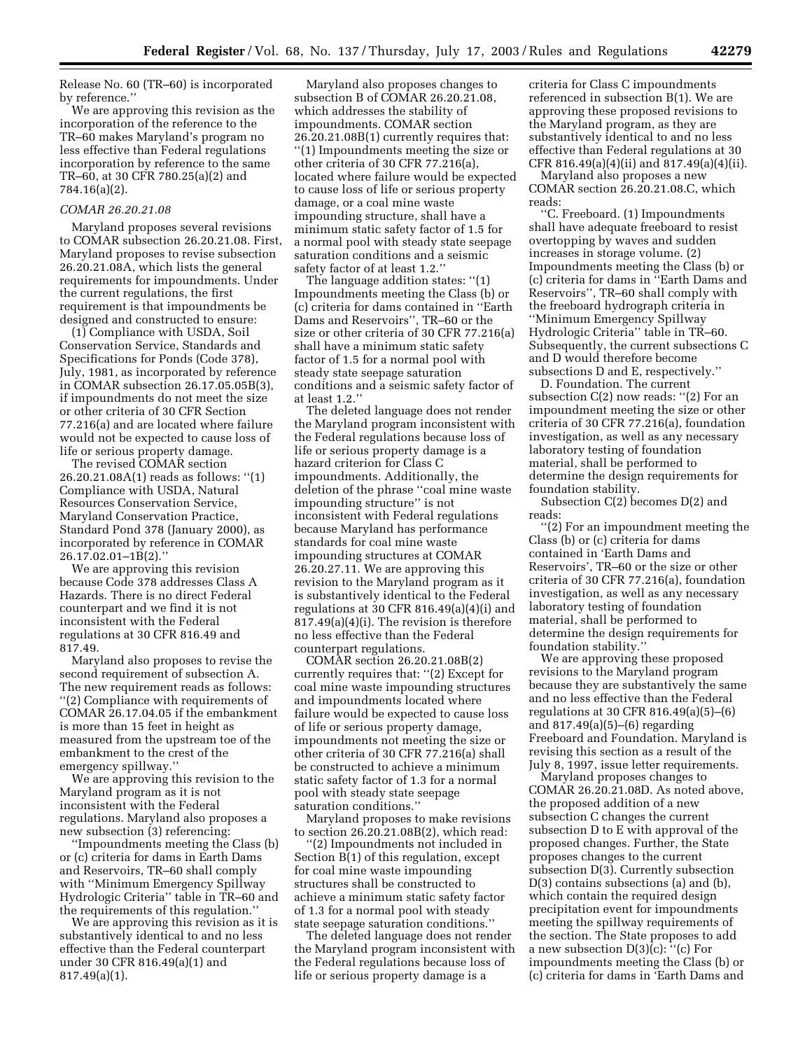Release No. 60 (TR–60) is incorporated by reference.''

We are approving this revision as the incorporation of the reference to the TR–60 makes Maryland's program no less effective than Federal regulations incorporation by reference to the same TR–60, at 30 CFR 780.25(a)(2) and 784.16(a)(2).

*COMAR 26.20.21.08*

Maryland proposes several revisions to COMAR subsection 26.20.21.08. First, Maryland proposes to revise subsection 26.20.21.08A, which lists the general requirements for impoundments. Under the current regulations, the first requirement is that impoundments be designed and constructed to ensure:

(1) Compliance with USDA, Soil Conservation Service, Standards and Specifications for Ponds (Code 378), July, 1981, as incorporated by reference in COMAR subsection 26.17.05.05B(3), if impoundments do not meet the size or other criteria of 30 CFR Section 77.216(a) and are located where failure would not be expected to cause loss of life or serious property damage.

The revised COMAR section 26.20.21.08A(1) reads as follows: ''(1) Compliance with USDA, Natural Resources Conservation Service, Maryland Conservation Practice, Standard Pond 378 (January 2000), as incorporated by reference in COMAR 26.17.02.01–1B(2).''

We are approving this revision because Code 378 addresses Class A Hazards. There is no direct Federal counterpart and we find it is not inconsistent with the Federal regulations at 30 CFR 816.49 and 817.49.

Maryland also proposes to revise the second requirement of subsection A. The new requirement reads as follows: ''(2) Compliance with requirements of COMAR 26.17.04.05 if the embankment is more than 15 feet in height as measured from the upstream toe of the embankment to the crest of the emergency spillway.''

We are approving this revision to the Maryland program as it is not inconsistent with the Federal regulations. Maryland also proposes a new subsection (3) referencing:

''Impoundments meeting the Class (b) or (c) criteria for dams in Earth Dams and Reservoirs, TR–60 shall comply with ''Minimum Emergency Spillway Hydrologic Criteria'' table in TR–60 and the requirements of this regulation.''

We are approving this revision as it is substantively identical to and no less effective than the Federal counterpart under 30 CFR 816.49(a)(1) and 817.49(a)(1).

Maryland also proposes changes to subsection B of COMAR 26.20.21.08, which addresses the stability of impoundments. COMAR section 26.20.21.08B(1) currently requires that: ''(1) Impoundments meeting the size or other criteria of 30 CFR 77.216(a), located where failure would be expected to cause loss of life or serious property damage, or a coal mine waste impounding structure, shall have a minimum static safety factor of 1.5 for a normal pool with steady state seepage saturation conditions and a seismic safety factor of at least 1.2.''

The language addition states: ''(1) Impoundments meeting the Class (b) or (c) criteria for dams contained in ''Earth Dams and Reservoirs'', TR–60 or the size or other criteria of 30 CFR 77.216(a) shall have a minimum static safety factor of 1.5 for a normal pool with steady state seepage saturation conditions and a seismic safety factor of at least 1.2.''

The deleted language does not render the Maryland program inconsistent with the Federal regulations because loss of life or serious property damage is a hazard criterion for Class C impoundments. Additionally, the deletion of the phrase ''coal mine waste impounding structure'' is not inconsistent with Federal regulations because Maryland has performance standards for coal mine waste impounding structures at COMAR 26.20.27.11. We are approving this revision to the Maryland program as it is substantively identical to the Federal regulations at 30 CFR 816.49(a)(4)(i) and 817.49(a)(4)(i). The revision is therefore no less effective than the Federal counterpart regulations.

COMAR section 26.20.21.08B(2) currently requires that: ''(2) Except for coal mine waste impounding structures and impoundments located where failure would be expected to cause loss of life or serious property damage, impoundments not meeting the size or other criteria of 30 CFR 77.216(a) shall be constructed to achieve a minimum static safety factor of 1.3 for a normal pool with steady state seepage saturation conditions.''

Maryland proposes to make revisions to section 26.20.21.08B(2), which read:

''(2) Impoundments not included in Section B(1) of this regulation, except for coal mine waste impounding structures shall be constructed to achieve a minimum static safety factor of 1.3 for a normal pool with steady state seepage saturation conditions.''

The deleted language does not render the Maryland program inconsistent with the Federal regulations because loss of life or serious property damage is a criteria for Class C impoundments referenced in subsection B(1). We are approving these proposed revisions to the Maryland program, as they are substantively identical to and no less effective than Federal regulations at 30 CFR 816.49(a)(4)(ii) and 817.49(a)(4)(ii).

Maryland also proposes a new COMAR section 26.20.21.08.C, which reads:

''C. Freeboard. (1) Impoundments shall have adequate freeboard to resist overtopping by waves and sudden increases in storage volume. (2) Impoundments meeting the Class (b) or (c) criteria for dams in ''Earth Dams and Reservoirs'', TR–60 shall comply with the freeboard hydrograph criteria in ''Minimum Emergency Spillway Hydrologic Criteria'' table in TR–60. Subsequently, the current subsections C and D would therefore become subsections D and E, respectively.''

D. Foundation. The current subsection C(2) now reads: ''(2) For an impoundment meeting the size or other criteria of 30 CFR 77.216(a), foundation investigation, as well as any necessary laboratory testing of foundation material, shall be performed to determine the design requirements for foundation stability.

Subsection C(2) becomes D(2) and reads:

''(2) For an impoundment meeting the Class (b) or (c) criteria for dams contained in 'Earth Dams and Reservoirs', TR–60 or the size or other criteria of 30 CFR 77.216(a), foundation investigation, as well as any necessary laboratory testing of foundation material, shall be performed to determine the design requirements for foundation stability.''

We are approving these proposed revisions to the Maryland program because they are substantively the same and no less effective than the Federal regulations at 30 CFR 816.49(a)(5)–(6) and 817.49(a)(5)–(6) regarding Freeboard and Foundation. Maryland is revising this section as a result of the July 8, 1997, issue letter requirements.

Maryland proposes changes to COMAR 26.20.21.08D. As noted above, the proposed addition of a new subsection C changes the current subsection D to E with approval of the proposed changes. Further, the State proposes changes to the current subsection D(3). Currently subsection D(3) contains subsections (a) and (b), which contain the required design precipitation event for impoundments meeting the spillway requirements of the section. The State proposes to add a new subsection D(3)(c): ''(c) For impoundments meeting the Class (b) or (c) criteria for dams in 'Earth Dams and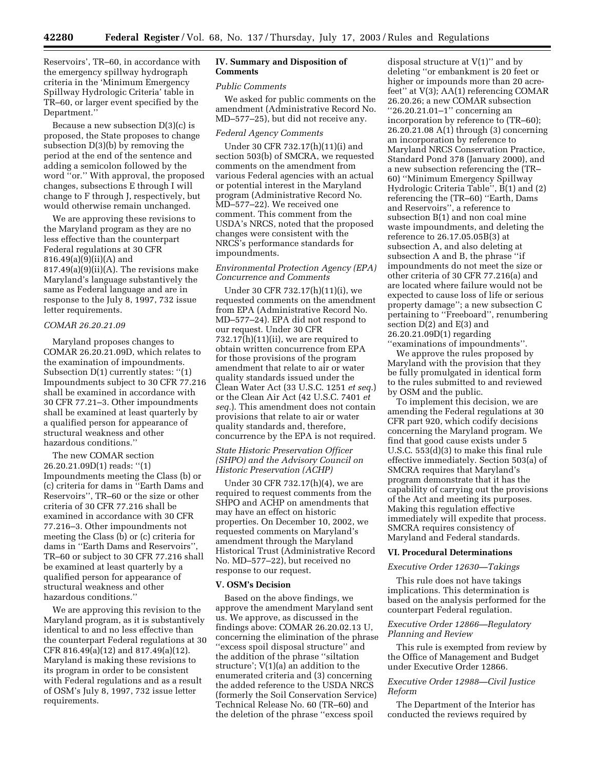Reservoirs', TR–60, in accordance with the emergency spillway hydrograph criteria in the 'Minimum Emergency Spillway Hydrologic Criteria' table in TR–60, or larger event specified by the Department.''

Because a new subsection D(3)(c) is proposed, the State proposes to change subsection D(3)(b) by removing the period at the end of the sentence and adding a semicolon followed by the word ''or.'' With approval, the proposed changes, subsections E through I will change to F through J, respectively, but would otherwise remain unchanged.

We are approving these revisions to the Maryland program as they are no less effective than the counterpart Federal regulations at 30 CFR 816.49(a)(9)(ii)(A) and 817.49(a)(9)(ii)(A). The revisions make Maryland's language substantively the same as Federal language and are in response to the July 8, 1997, 732 issue letter requirements.

*COMAR 26.20.21.09*

Maryland proposes changes to COMAR 26.20.21.09D, which relates to the examination of impoundments. Subsection D(1) currently states: ''(1) Impoundments subject to 30 CFR 77.216 shall be examined in accordance with 30 CFR 77.21–3. Other impoundments shall be examined at least quarterly by a qualified person for appearance of structural weakness and other hazardous conditions.''

The new COMAR section 26.20.21.09D(1) reads: ''(1) Impoundments meeting the Class (b) or (c) criteria for dams in ''Earth Dams and Reservoirs'', TR–60 or the size or other criteria of 30 CFR 77.216 shall be examined in accordance with 30 CFR 77.216–3. Other impoundments not meeting the Class (b) or (c) criteria for dams in ''Earth Dams and Reservoirs'', TR–60 or subject to 30 CFR 77.216 shall be examined at least quarterly by a qualified person for appearance of structural weakness and other hazardous conditions.''

We are approving this revision to the Maryland program, as it is substantively identical to and no less effective than the counterpart Federal regulations at 30 CFR 816.49(a)(12) and 817.49(a)(12). Maryland is making these revisions to its program in order to be consistent with Federal regulations and as a result of OSM's July 8, 1997, 732 issue letter requirements.

## IV. Summary and Disposition of Comments

*Public Comments*

We asked for public comments on the amendment (Administrative Record No. MD–577–25), but did not receive any.

*Federal Agency Comments*

Under 30 CFR 732.17(h)(11)(i) and section 503(b) of SMCRA, we requested comments on the amendment from various Federal agencies with an actual or potential interest in the Maryland program (Administrative Record No. MD–577–22). We received one comment. This comment from the USDA's NRCS, noted that the proposed changes were consistent with the NRCS's performance standards for impoundments.

*Environmental Protection Agency (EPA) Concurrence and Comments*

Under 30 CFR 732.17(h)(11)(i), we requested comments on the amendment from EPA (Administrative Record No. MD–577–24). EPA did not respond to our request. Under 30 CFR 732.17(h)(11)(ii), we are required to obtain written concurrence from EPA for those provisions of the program amendment that relate to air or water quality standards issued under the Clean Water Act (33 U.S.C. 1251 *et seq.*) or the Clean Air Act (42 U.S.C. 7401 *et seq.*). This amendment does not contain provisions that relate to air or water quality standards and, therefore, concurrence by the EPA is not required.

*State Historic Preservation Officer (SHPO) and the Advisory Council on Historic Preservation (ACHP)*

Under 30 CFR 732.17(h)(4), we are required to request comments from the SHPO and ACHP on amendments that may have an effect on historic properties. On December 10, 2002, we requested comments on Maryland's amendment through the Maryland Historical Trust (Administrative Record No. MD–577–22), but received no response to our request.

## V. OSM's Decision

Based on the above findings, we approve the amendment Maryland sent us. We approve, as discussed in the findings above: COMAR 26.20.02.13 U, concerning the elimination of the phrase ''excess spoil disposal structure'' and the addition of the phrase ''siltation structure'; V(1)(a) an addition to the enumerated criteria and (3) concerning the added reference to the USDA NRCS (formerly the Soil Conservation Service) Technical Release No. 60 (TR–60) and the deletion of the phrase ''excess spoil disposal structure at V(1)'' and by deleting ''or embankment is 20 feet or higher or impounds more than 20 acre-feet'' at V(3); AA(1) referencing COMAR 26.20.26; a new COMAR subsection ''26.20.21.01–1'' concerning an incorporation by reference to (TR–60); 26.20.21.08 A(1) through (3) concerning an incorporation by reference to Maryland NRCS Conservation Practice, Standard Pond 378 (January 2000), and a new subsection referencing the (TR–60) ''Minimum Emergency Spillway Hydrologic Criteria Table'', B(1) and (2) referencing the (TR–60) ''Earth, Dams and Reservoirs'', a reference to subsection B(1) and non coal mine waste impoundments, and deleting the reference to 26.17.05.05B(3) at subsection A, and also deleting at subsection A and B, the phrase ''if impoundments do not meet the size or other criteria of 30 CFR 77.216(a) and are located where failure would not be expected to cause loss of life or serious property damage''; a new subsection C pertaining to ''Freeboard'', renumbering section D(2) and E(3) and 26.20.21.09D(1) regarding ''examinations of impoundments''.

We approve the rules proposed by Maryland with the provision that they be fully promulgated in identical form to the rules submitted to and reviewed by OSM and the public.

To implement this decision, we are amending the Federal regulations at 30 CFR part 920, which codify decisions concerning the Maryland program. We find that good cause exists under 5 U.S.C. 553(d)(3) to make this final rule effective immediately. Section 503(a) of SMCRA requires that Maryland's program demonstrate that it has the capability of carrying out the provisions of the Act and meeting its purposes. Making this regulation effective immediately will expedite that process. SMCRA requires consistency of Maryland and Federal standards.

## VI. Procedural Determinations

*Executive Order 12630—Takings*

This rule does not have takings implications. This determination is based on the analysis performed for the counterpart Federal regulation.

*Executive Order 12866—Regulatory Planning and Review*

This rule is exempted from review by the Office of Management and Budget under Executive Order 12866.

*Executive Order 12988—Civil Justice Reform*

The Department of the Interior has conducted the reviews required by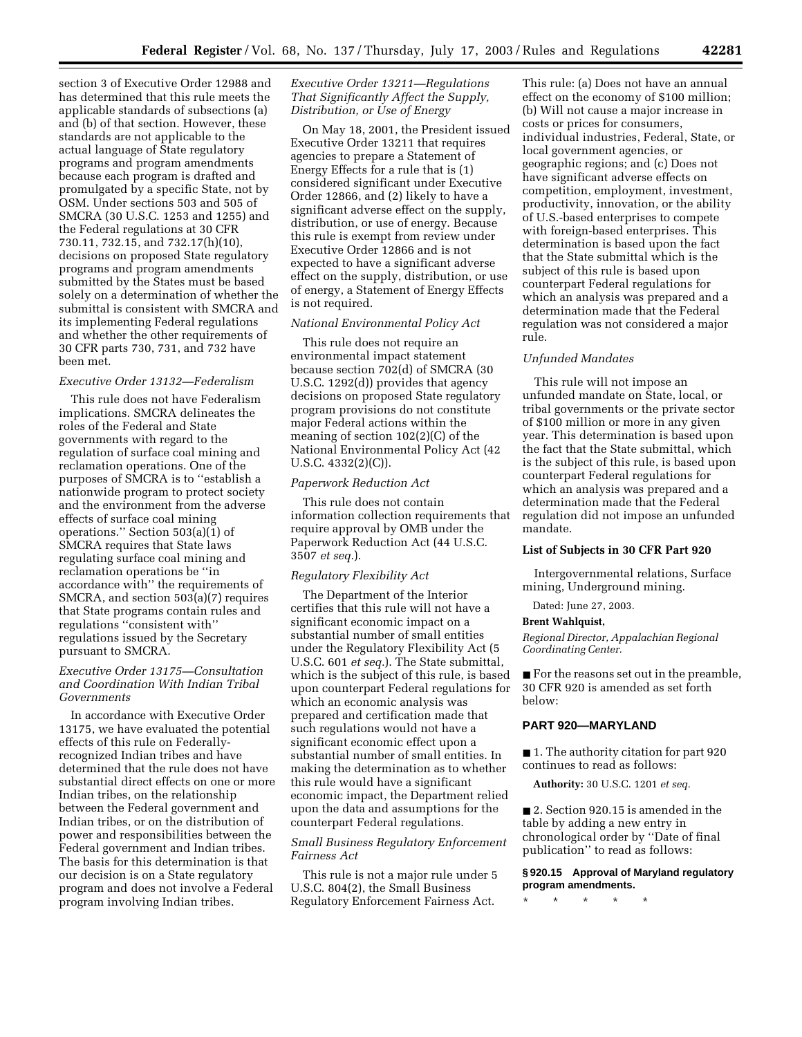section 3 of Executive Order 12988 and has determined that this rule meets the applicable standards of subsections (a) and (b) of that section. However, these standards are not applicable to the actual language of State regulatory programs and program amendments because each program is drafted and promulgated by a specific State, not by OSM. Under sections 503 and 505 of SMCRA (30 U.S.C. 1253 and 1255) and the Federal regulations at 30 CFR 730.11, 732.15, and 732.17(h)(10), decisions on proposed State regulatory programs and program amendments submitted by the States must be based solely on a determination of whether the submittal is consistent with SMCRA and its implementing Federal regulations and whether the other requirements of 30 CFR parts 730, 731, and 732 have been met.

*Executive Order 13132—Federalism*

This rule does not have Federalism implications. SMCRA delineates the roles of the Federal and State governments with regard to the regulation of surface coal mining and reclamation operations. One of the purposes of SMCRA is to ''establish a nationwide program to protect society and the environment from the adverse effects of surface coal mining operations.'' Section 503(a)(1) of SMCRA requires that State laws regulating surface coal mining and reclamation operations be ''in accordance with'' the requirements of SMCRA, and section 503(a)(7) requires that State programs contain rules and regulations ''consistent with'' regulations issued by the Secretary pursuant to SMCRA.

*Executive Order 13175—Consultation and Coordination With Indian Tribal Governments*

In accordance with Executive Order 13175, we have evaluated the potential effects of this rule on Federally-recognized Indian tribes and have determined that the rule does not have substantial direct effects on one or more Indian tribes, on the relationship between the Federal government and Indian tribes, or on the distribution of power and responsibilities between the Federal government and Indian tribes. The basis for this determination is that our decision is on a State regulatory program and does not involve a Federal program involving Indian tribes.

*Executive Order 13211—Regulations That Significantly Affect the Supply, Distribution, or Use of Energy*

On May 18, 2001, the President issued Executive Order 13211 that requires agencies to prepare a Statement of Energy Effects for a rule that is (1) considered significant under Executive Order 12866, and (2) likely to have a significant adverse effect on the supply, distribution, or use of energy. Because this rule is exempt from review under Executive Order 12866 and is not expected to have a significant adverse effect on the supply, distribution, or use of energy, a Statement of Energy Effects is not required.

*National Environmental Policy Act*

This rule does not require an environmental impact statement because section 702(d) of SMCRA (30 U.S.C. 1292(d)) provides that agency decisions on proposed State regulatory program provisions do not constitute major Federal actions within the meaning of section 102(2)(C) of the National Environmental Policy Act (42 U.S.C. 4332(2)(C)).

*Paperwork Reduction Act*

This rule does not contain information collection requirements that require approval by OMB under the Paperwork Reduction Act (44 U.S.C. 3507 *et seq.*).

*Regulatory Flexibility Act*

The Department of the Interior certifies that this rule will not have a significant economic impact on a substantial number of small entities under the Regulatory Flexibility Act (5 U.S.C. 601 *et seq.*). The State submittal, which is the subject of this rule, is based upon counterpart Federal regulations for which an economic analysis was prepared and certification made that such regulations would not have a significant economic effect upon a substantial number of small entities. In making the determination as to whether this rule would have a significant economic impact, the Department relied upon the data and assumptions for the counterpart Federal regulations.

*Small Business Regulatory Enforcement Fairness Act*

This rule is not a major rule under 5 U.S.C. 804(2), the Small Business Regulatory Enforcement Fairness Act. This rule: (a) Does not have an annual effect on the economy of $100 million; (b) Will not cause a major increase in costs or prices for consumers, individual industries, Federal, State, or local government agencies, or geographic regions; and (c) Does not have significant adverse effects on competition, employment, investment, productivity, innovation, or the ability of U.S.-based enterprises to compete with foreign-based enterprises. This determination is based upon the fact that the State submittal which is the subject of this rule is based upon counterpart Federal regulations for which an analysis was prepared and a determination made that the Federal regulation was not considered a major rule.

*Unfunded Mandates*

This rule will not impose an unfunded mandate on State, local, or tribal governments or the private sector of $100 million or more in any given year. This determination is based upon the fact that the State submittal, which is the subject of this rule, is based upon counterpart Federal regulations for which an analysis was prepared and a determination made that the Federal regulation did not impose an unfunded mandate.

**List of Subjects in 30 CFR Part 920**

Intergovernmental relations, Surface mining, Underground mining.

Dated: June 27, 2003.

**Brent Wahlquist,**

*Regional Director, Appalachian Regional Coordinating Center.*

■ For the reasons set out in the preamble, 30 CFR 920 is amended as set forth below:

## PART 920—MARYLAND

■ 1. The authority citation for part 920 continues to read as follows:

**Authority:** 30 U.S.C. 1201 *et seq.*

■ 2. Section 920.15 is amended in the table by adding a new entry in chronological order by ''Date of final publication'' to read as follows:

**§ 920.15 Approval of Maryland regulatory program amendments.**

\* \* \* \* \*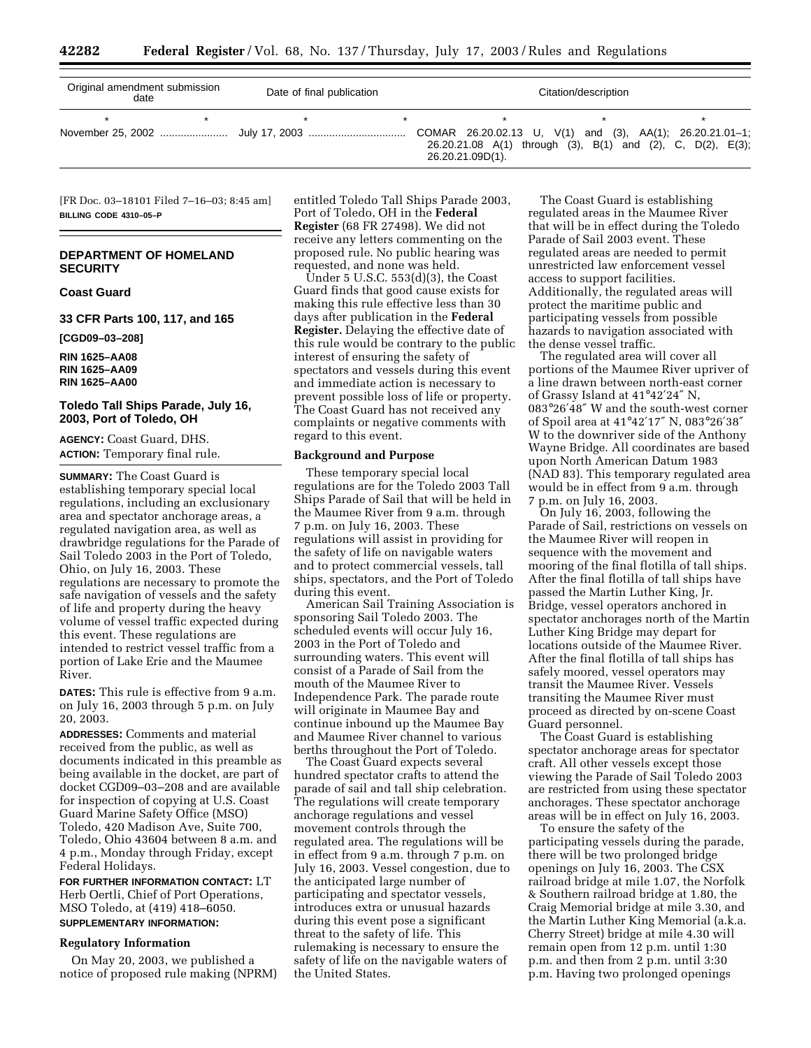| Original amendment submission date | Date of final publication | Citation/description |
| --- | --- | --- |
| * * | * * | * * * |
| November 25, 2002 | July 17, 2003 | COMAR 26.20.02.13 U, V(1) and (3), AA(1); 26.20.21.01–1; 26.20.21.08 A(1) through (3), B(1) and (2), C, D(2), E(3); 26.20.21.09D(1). |

[FR Doc. 03–18101 Filed 7–16–03; 8:45 am]

**BILLING CODE 4310–05–P**

## DEPARTMENT OF HOMELAND SECURITY

### Coast Guard

### 33 CFR Parts 100, 117, and 165

**[CGD09–03–208]**

**RIN 1625–AA08**
**RIN 1625–AA09**
**RIN 1625–AA00**

## Toledo Tall Ships Parade, July 16, 2003, Port of Toledo, OH

**AGENCY:** Coast Guard, DHS.

**ACTION:** Temporary final rule.

**SUMMARY:** The Coast Guard is establishing temporary special local regulations, including an exclusionary area and spectator anchorage areas, a regulated navigation area, as well as drawbridge regulations for the Parade of Sail Toledo 2003 in the Port of Toledo, Ohio, on July 16, 2003. These regulations are necessary to promote the safe navigation of vessels and the safety of life and property during the heavy volume of vessel traffic expected during this event. These regulations are intended to restrict vessel traffic from a portion of Lake Erie and the Maumee River.

**DATES:** This rule is effective from 9 a.m. on July 16, 2003 through 5 p.m. on July 20, 2003.

**ADDRESSES:** Comments and material received from the public, as well as documents indicated in this preamble as being available in the docket, are part of docket CGD09–03–208 and are available for inspection of copying at U.S. Coast Guard Marine Safety Office (MSO) Toledo, 420 Madison Ave, Suite 700, Toledo, Ohio 43604 between 8 a.m. and 4 p.m., Monday through Friday, except Federal Holidays.

**FOR FURTHER INFORMATION CONTACT:** LT Herb Oertli, Chief of Port Operations, MSO Toledo, at (419) 418–6050.

**SUPPLEMENTARY INFORMATION:**

### Regulatory Information

On May 20, 2003, we published a notice of proposed rule making (NPRM) entitled Toledo Tall Ships Parade 2003, Port of Toledo, OH in the **Federal Register** (68 FR 27498). We did not receive any letters commenting on the proposed rule. No public hearing was requested, and none was held.

Under 5 U.S.C. 553(d)(3), the Coast Guard finds that good cause exists for making this rule effective less than 30 days after publication in the **Federal Register.** Delaying the effective date of this rule would be contrary to the public interest of ensuring the safety of spectators and vessels during this event and immediate action is necessary to prevent possible loss of life or property. The Coast Guard has not received any complaints or negative comments with regard to this event.

### Background and Purpose

These temporary special local regulations are for the Toledo 2003 Tall Ships Parade of Sail that will be held in the Maumee River from 9 a.m. through 7 p.m. on July 16, 2003. These regulations will assist in providing for the safety of life on navigable waters and to protect commercial vessels, tall ships, spectators, and the Port of Toledo during this event.

American Sail Training Association is sponsoring Sail Toledo 2003. The scheduled events will occur July 16, 2003 in the Port of Toledo and surrounding waters. This event will consist of a Parade of Sail from the mouth of the Maumee River to Independence Park. The parade route will originate in Maumee Bay and continue inbound up the Maumee Bay and Maumee River channel to various berths throughout the Port of Toledo.

The Coast Guard expects several hundred spectator crafts to attend the parade of sail and tall ship celebration. The regulations will create temporary anchorage regulations and vessel movement controls through the regulated area. The regulations will be in effect from 9 a.m. through 7 p.m. on July 16, 2003. Vessel congestion, due to the anticipated large number of participating and spectator vessels, introduces extra or unusual hazards during this event pose a significant threat to the safety of life. This rulemaking is necessary to ensure the safety of life on the navigable waters of the United States.

The Coast Guard is establishing regulated areas in the Maumee River that will be in effect during the Toledo Parade of Sail 2003 event. These regulated areas are needed to permit unrestricted law enforcement vessel access to support facilities. Additionally, the regulated areas will protect the maritime public and participating vessels from possible hazards to navigation associated with the dense vessel traffic.

The regulated area will cover all portions of the Maumee River upriver of a line drawn between north-east corner of Grassy Island at 41°42′24″ N, 083°26′48″ W and the south-west corner of Spoil area at 41°42′17″ N, 083°26′38″ W to the downriver side of the Anthony Wayne Bridge. All coordinates are based upon North American Datum 1983 (NAD 83). This temporary regulated area would be in effect from 9 a.m. through 7 p.m. on July 16, 2003.

On July 16, 2003, following the Parade of Sail, restrictions on vessels on the Maumee River will reopen in sequence with the movement and mooring of the final flotilla of tall ships. After the final flotilla of tall ships have passed the Martin Luther King, Jr. Bridge, vessel operators anchored in spectator anchorages north of the Martin Luther King Bridge may depart for locations outside of the Maumee River. After the final flotilla of tall ships has safely moored, vessel operators may transit the Maumee River. Vessels transiting the Maumee River must proceed as directed by on-scene Coast Guard personnel.

The Coast Guard is establishing spectator anchorage areas for spectator craft. All other vessels except those viewing the Parade of Sail Toledo 2003 are restricted from using these spectator anchorages. These spectator anchorage areas will be in effect on July 16, 2003.

To ensure the safety of the participating vessels during the parade, there will be two prolonged bridge openings on July 16, 2003. The CSX railroad bridge at mile 1.07, the Norfolk & Southern railroad bridge at 1.80, the Craig Memorial bridge at mile 3.30, and the Martin Luther King Memorial (a.k.a. Cherry Street) bridge at mile 4.30 will remain open from 12 p.m. until 1:30 p.m. and then from 2 p.m. until 3:30 p.m. Having two prolonged openings